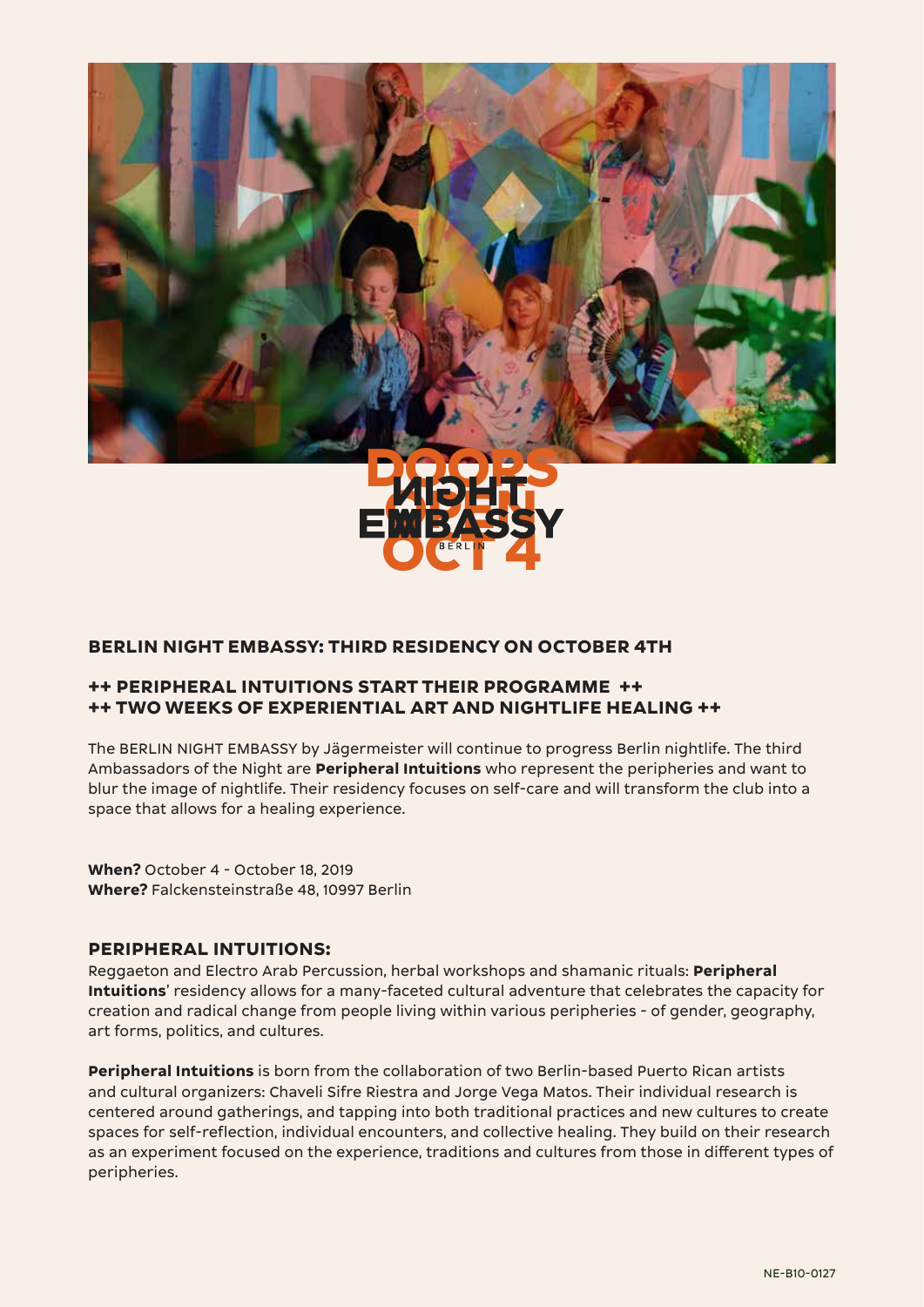## BERLIN NIGHT EMBASSY: THIRD RESIDENCY ON OCTOBER 4TH

### ++ PERIPHERAL INTUITIONS START THEIR PROGRAMME ++
### ++ TWO WEEKS OF EXPERIENTIAL ART AND NIGHTLIFE HEALING ++

The BERLIN NIGHT EMBASSY by Jägermeister will continue to progress Berlin nightlife. The third Ambassadors of the Night are **Peripheral Intuitions** who represent the peripheries and want to blur the image of nightlife. Their residency focuses on self-care and will transform the club into a space that allows for a healing experience.

**When?** October 4 - October 18, 2019
**Where?** Falckensteinstraße 48, 10997 Berlin

### PERIPHERAL INTUITIONS:

Reggaeton and Electro Arab Percussion, herbal workshops and shamanic rituals: **Peripheral Intuitions**' residency allows for a many-faceted cultural adventure that celebrates the capacity for creation and radical change from people living within various peripheries - of gender, geography, art forms, politics, and cultures.

**Peripheral Intuitions** is born from the collaboration of two Berlin-based Puerto Rican artists and cultural organizers: Chaveli Sifre Riestra and Jorge Vega Matos. Their individual research is centered around gatherings, and tapping into both traditional practices and new cultures to create spaces for self-reflection, individual encounters, and collective healing. They build on their research as an experiment focused on the experience, traditions and cultures from those in different types of peripheries.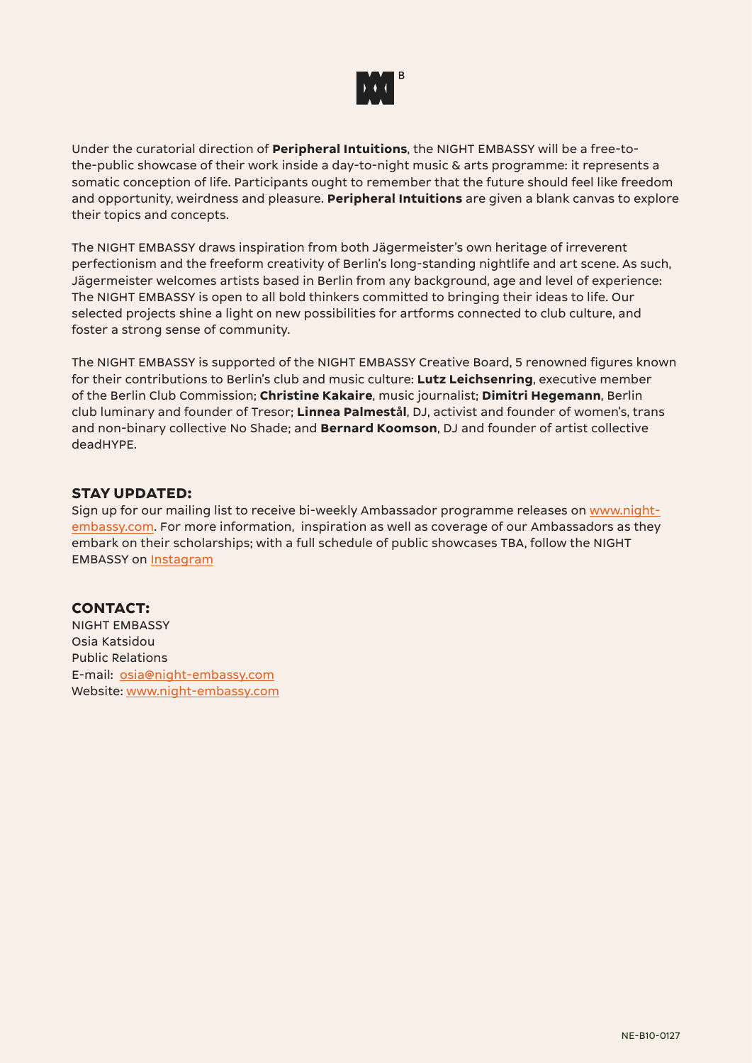Under the curatorial direction of **Peripheral Intuitions**, the NIGHT EMBASSY will be a free-to-the-public showcase of their work inside a day-to-night music & arts programme: it represents a somatic conception of life. Participants ought to remember that the future should feel like freedom and opportunity, weirdness and pleasure. **Peripheral Intuitions** are given a blank canvas to explore their topics and concepts.

The NIGHT EMBASSY draws inspiration from both Jägermeister's own heritage of irreverent perfectionism and the freeform creativity of Berlin's long-standing nightlife and art scene. As such, Jägermeister welcomes artists based in Berlin from any background, age and level of experience: The NIGHT EMBASSY is open to all bold thinkers committed to bringing their ideas to life. Our selected projects shine a light on new possibilities for artforms connected to club culture, and foster a strong sense of community.

The NIGHT EMBASSY is supported of the NIGHT EMBASSY Creative Board, 5 renowned figures known for their contributions to Berlin's club and music culture: **Lutz Leichsenring**, executive member of the Berlin Club Commission; **Christine Kakaire**, music journalist; **Dimitri Hegemann**, Berlin club luminary and founder of Tresor; **Linnea Palmestål**, DJ, activist and founder of women's, trans and non-binary collective No Shade; and **Bernard Koomson**, DJ and founder of artist collective deadHYPE.

## STAY UPDATED:

Sign up for our mailing list to receive bi-weekly Ambassador programme releases on www.night-embassy.com. For more information, inspiration as well as coverage of our Ambassadors as they embark on their scholarships; with a full schedule of public showcases TBA, follow the NIGHT EMBASSY on Instagram

## CONTACT:

NIGHT EMBASSY
Osia Katsidou
Public Relations
E-mail: osia@night-embassy.com
Website: www.night-embassy.com

NE-B10-0127